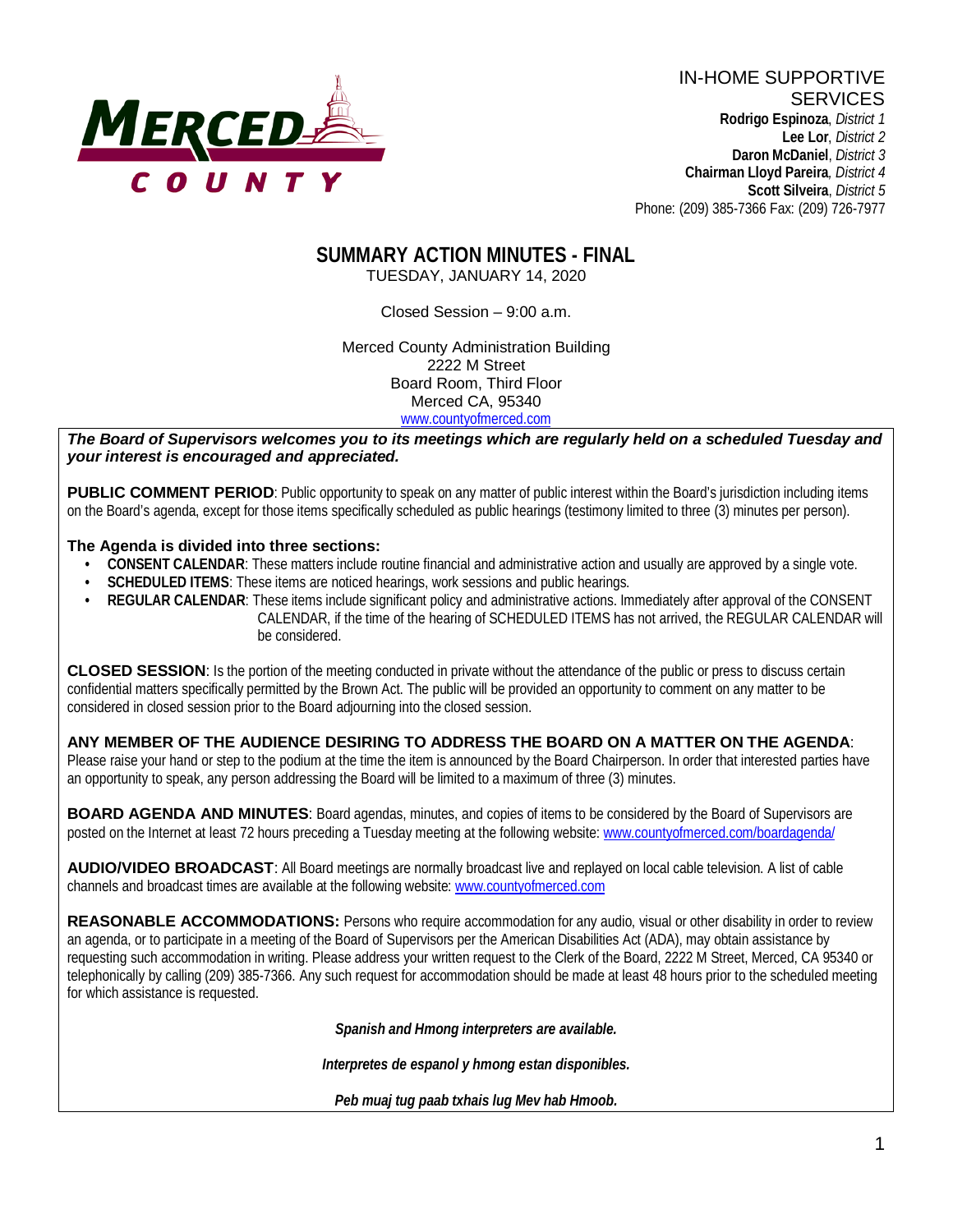IN-HOME SUPPORTIVE SERVICES

**Rodrigo Espinoza**, *District 1*
**Lee Lor**, *District 2*
**Daron McDaniel**, *District 3*
**Chairman Lloyd Pareira**, *District 4*
**Scott Silveira**, *District 5*
Phone: (209) 385-7366 Fax: (209) 726-7977

# SUMMARY ACTION MINUTES - FINAL

TUESDAY, JANUARY 14, 2020

Closed Session – 9:00 a.m.

Merced County Administration Building
2222 M Street
Board Room, Third Floor
Merced CA, 95340
www.countyofmerced.com

***The Board of Supervisors welcomes you to its meetings which are regularly held on a scheduled Tuesday and your interest is encouraged and appreciated.***

**PUBLIC COMMENT PERIOD**: Public opportunity to speak on any matter of public interest within the Board's jurisdiction including items on the Board's agenda, except for those items specifically scheduled as public hearings (testimony limited to three (3) minutes per person).

**The Agenda is divided into three sections:**

- **CONSENT CALENDAR**: These matters include routine financial and administrative action and usually are approved by a single vote.
- **SCHEDULED ITEMS**: These items are noticed hearings, work sessions and public hearings.
- **REGULAR CALENDAR**: These items include significant policy and administrative actions. Immediately after approval of the CONSENT CALENDAR, if the time of the hearing of SCHEDULED ITEMS has not arrived, the REGULAR CALENDAR will be considered.

**CLOSED SESSION**: Is the portion of the meeting conducted in private without the attendance of the public or press to discuss certain confidential matters specifically permitted by the Brown Act. The public will be provided an opportunity to comment on any matter to be considered in closed session prior to the Board adjourning into the closed session.

**ANY MEMBER OF THE AUDIENCE DESIRING TO ADDRESS THE BOARD ON A MATTER ON THE AGENDA**: Please raise your hand or step to the podium at the time the item is announced by the Board Chairperson. In order that interested parties have an opportunity to speak, any person addressing the Board will be limited to a maximum of three (3) minutes.

**BOARD AGENDA AND MINUTES**: Board agendas, minutes, and copies of items to be considered by the Board of Supervisors are posted on the Internet at least 72 hours preceding a Tuesday meeting at the following website: www.countyofmerced.com/boardagenda/

**AUDIO/VIDEO BROADCAST**: All Board meetings are normally broadcast live and replayed on local cable television. A list of cable channels and broadcast times are available at the following website: www.countyofmerced.com

**REASONABLE ACCOMMODATIONS:** Persons who require accommodation for any audio, visual or other disability in order to review an agenda, or to participate in a meeting of the Board of Supervisors per the American Disabilities Act (ADA), may obtain assistance by requesting such accommodation in writing. Please address your written request to the Clerk of the Board, 2222 M Street, Merced, CA 95340 or telephonically by calling (209) 385-7366. Any such request for accommodation should be made at least 48 hours prior to the scheduled meeting for which assistance is requested.

***Spanish and Hmong interpreters are available.***

***Interpretes de espanol y hmong estan disponibles.***

***Peb muaj tug paab txhais lug Mev hab Hmoob.***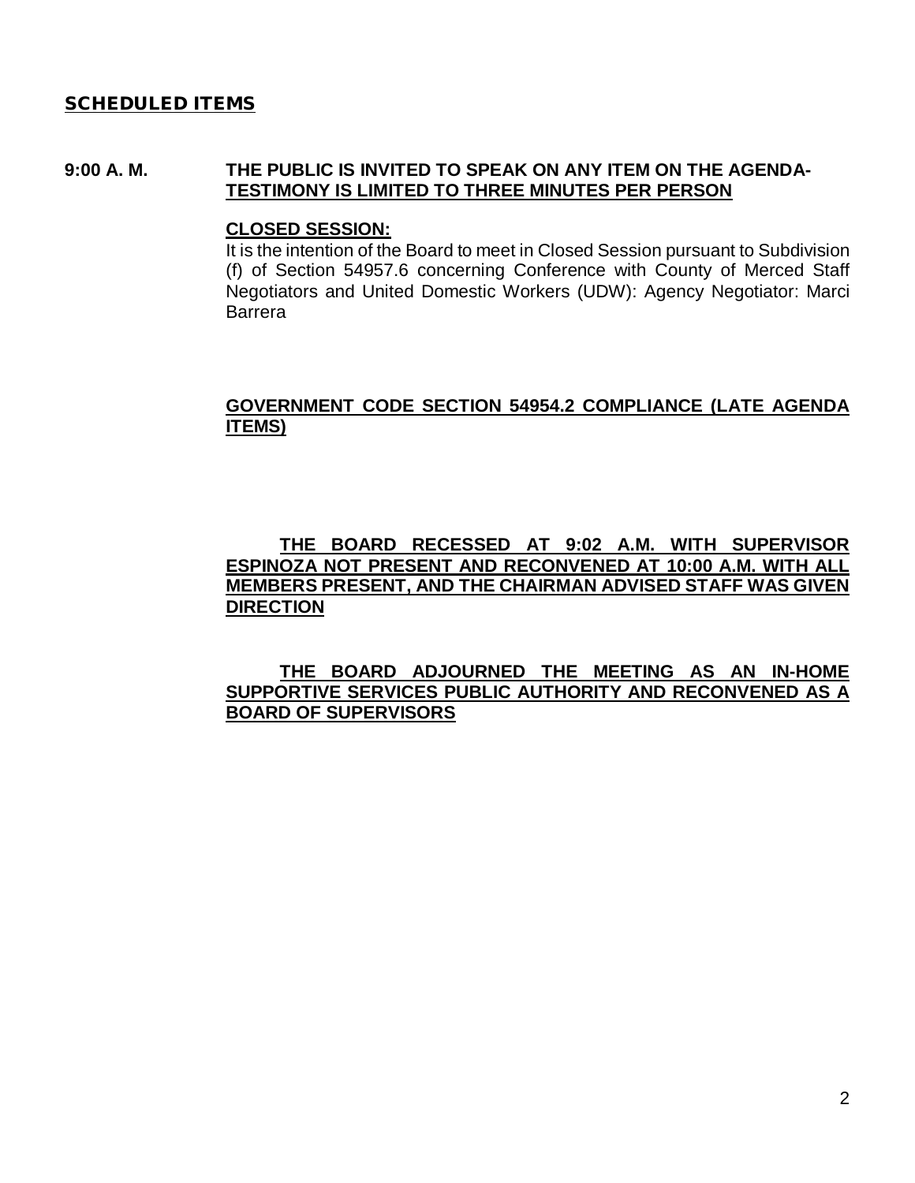## SCHEDULED ITEMS

**9:00 A. M.** **THE PUBLIC IS INVITED TO SPEAK ON ANY ITEM ON THE AGENDA-TESTIMONY IS LIMITED TO THREE MINUTES PER PERSON**

**CLOSED SESSION:**

It is the intention of the Board to meet in Closed Session pursuant to Subdivision (f) of Section 54957.6 concerning Conference with County of Merced Staff Negotiators and United Domestic Workers (UDW): Agency Negotiator: Marci Barrera

**GOVERNMENT CODE SECTION 54954.2 COMPLIANCE (LATE AGENDA ITEMS)**

**THE BOARD RECESSED AT 9:02 A.M. WITH SUPERVISOR ESPINOZA NOT PRESENT AND RECONVENED AT 10:00 A.M. WITH ALL MEMBERS PRESENT, AND THE CHAIRMAN ADVISED STAFF WAS GIVEN DIRECTION**

**THE BOARD ADJOURNED THE MEETING AS AN IN-HOME SUPPORTIVE SERVICES PUBLIC AUTHORITY AND RECONVENED AS A BOARD OF SUPERVISORS**